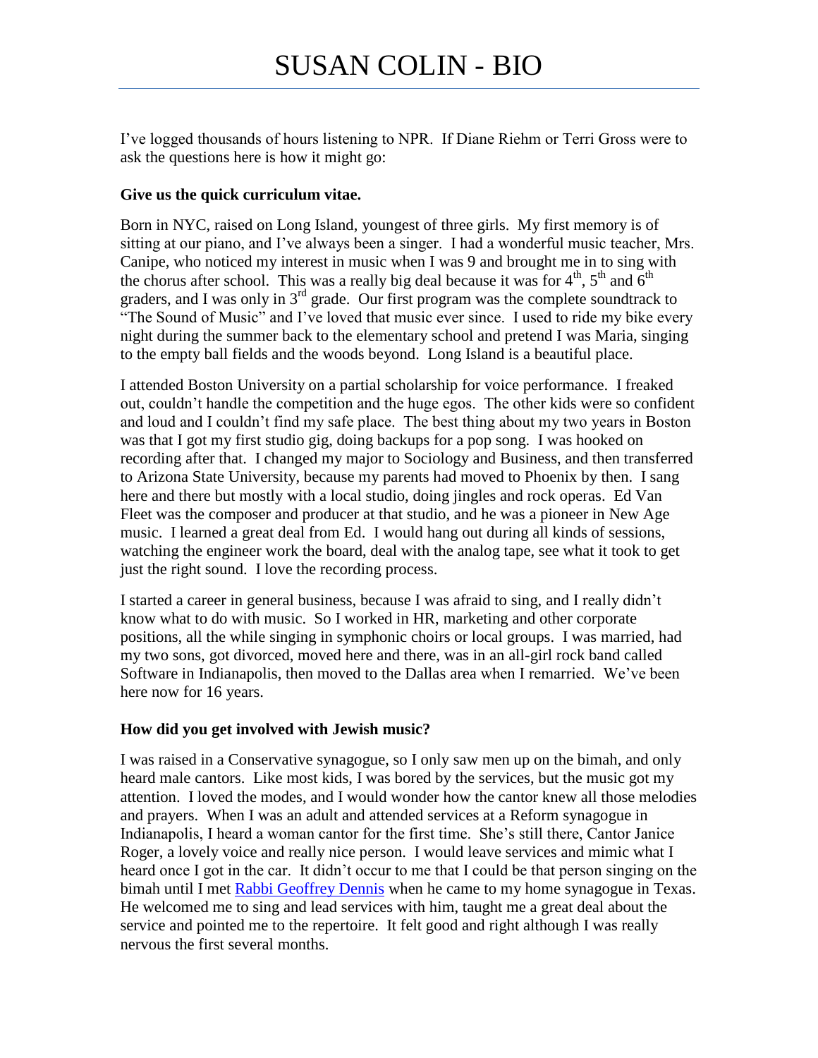# SUSAN COLIN - BIO

I've logged thousands of hours listening to NPR. If Diane Riehm or Terri Gross were to ask the questions here is how it might go:

**Give us the quick curriculum vitae.**

Born in NYC, raised on Long Island, youngest of three girls. My first memory is of sitting at our piano, and I've always been a singer. I had a wonderful music teacher, Mrs. Canipe, who noticed my interest in music when I was 9 and brought me in to sing with the chorus after school. This was a really big deal because it was for 4th, 5th and 6th graders, and I was only in 3rd grade. Our first program was the complete soundtrack to "The Sound of Music" and I've loved that music ever since. I used to ride my bike every night during the summer back to the elementary school and pretend I was Maria, singing to the empty ball fields and the woods beyond. Long Island is a beautiful place.

I attended Boston University on a partial scholarship for voice performance. I freaked out, couldn't handle the competition and the huge egos. The other kids were so confident and loud and I couldn't find my safe place. The best thing about my two years in Boston was that I got my first studio gig, doing backups for a pop song. I was hooked on recording after that. I changed my major to Sociology and Business, and then transferred to Arizona State University, because my parents had moved to Phoenix by then. I sang here and there but mostly with a local studio, doing jingles and rock operas. Ed Van Fleet was the composer and producer at that studio, and he was a pioneer in New Age music. I learned a great deal from Ed. I would hang out during all kinds of sessions, watching the engineer work the board, deal with the analog tape, see what it took to get just the right sound. I love the recording process.

I started a career in general business, because I was afraid to sing, and I really didn't know what to do with music. So I worked in HR, marketing and other corporate positions, all the while singing in symphonic choirs or local groups. I was married, had my two sons, got divorced, moved here and there, was in an all-girl rock band called Software in Indianapolis, then moved to the Dallas area when I remarried. We've been here now for 16 years.

**How did you get involved with Jewish music?**

I was raised in a Conservative synagogue, so I only saw men up on the bimah, and only heard male cantors. Like most kids, I was bored by the services, but the music got my attention. I loved the modes, and I would wonder how the cantor knew all those melodies and prayers. When I was an adult and attended services at a Reform synagogue in Indianapolis, I heard a woman cantor for the first time. She's still there, Cantor Janice Roger, a lovely voice and really nice person. I would leave services and mimic what I heard once I got in the car. It didn't occur to me that I could be that person singing on the bimah until I met Rabbi Geoffrey Dennis when he came to my home synagogue in Texas. He welcomed me to sing and lead services with him, taught me a great deal about the service and pointed me to the repertoire. It felt good and right although I was really nervous the first several months.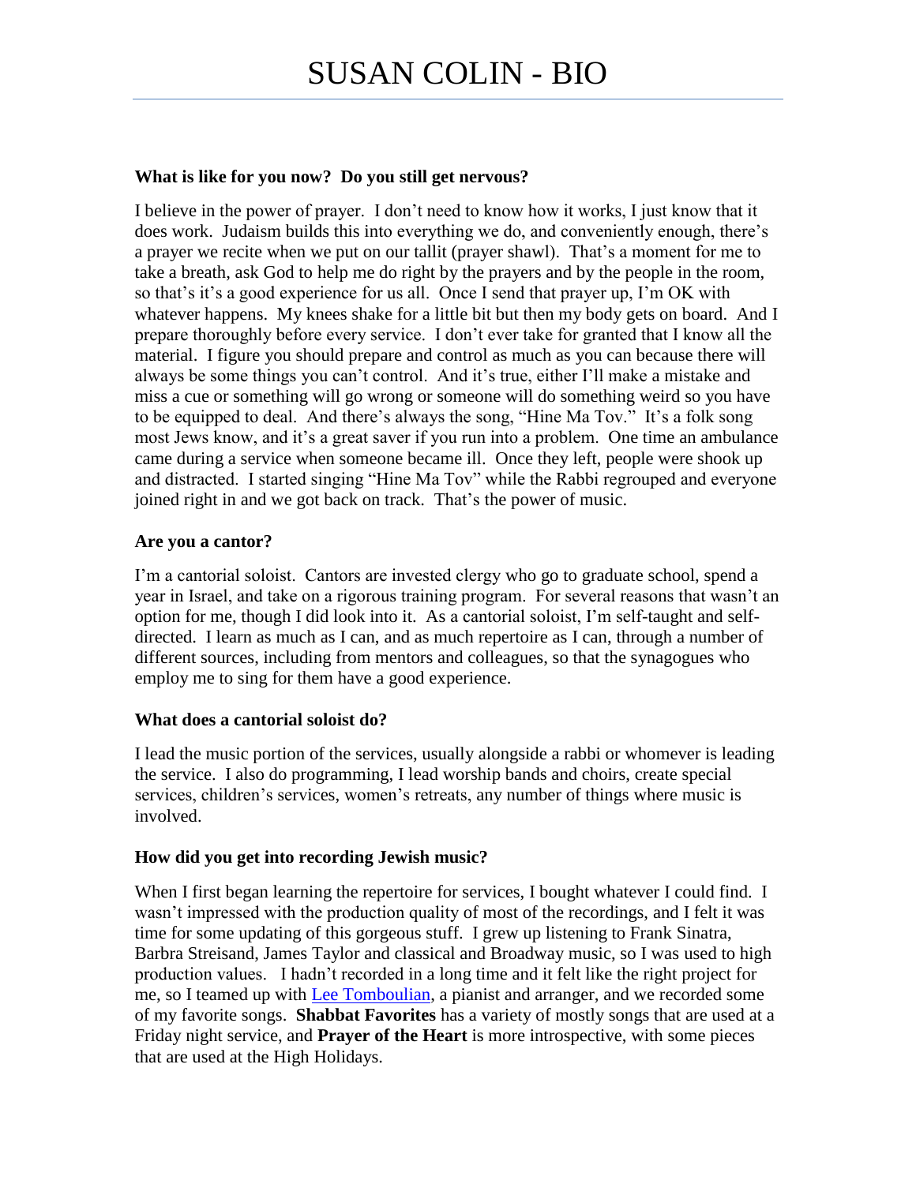# SUSAN COLIN - BIO

**What is like for you now? Do you still get nervous?**

I believe in the power of prayer. I don't need to know how it works, I just know that it does work. Judaism builds this into everything we do, and conveniently enough, there's a prayer we recite when we put on our tallit (prayer shawl). That's a moment for me to take a breath, ask God to help me do right by the prayers and by the people in the room, so that's it's a good experience for us all. Once I send that prayer up, I'm OK with whatever happens. My knees shake for a little bit but then my body gets on board. And I prepare thoroughly before every service. I don't ever take for granted that I know all the material. I figure you should prepare and control as much as you can because there will always be some things you can't control. And it's true, either I'll make a mistake and miss a cue or something will go wrong or someone will do something weird so you have to be equipped to deal. And there's always the song, "Hine Ma Tov." It's a folk song most Jews know, and it's a great saver if you run into a problem. One time an ambulance came during a service when someone became ill. Once they left, people were shook up and distracted. I started singing "Hine Ma Tov" while the Rabbi regrouped and everyone joined right in and we got back on track. That's the power of music.

**Are you a cantor?**

I'm a cantorial soloist. Cantors are invested clergy who go to graduate school, spend a year in Israel, and take on a rigorous training program. For several reasons that wasn't an option for me, though I did look into it. As a cantorial soloist, I'm self-taught and self-directed. I learn as much as I can, and as much repertoire as I can, through a number of different sources, including from mentors and colleagues, so that the synagogues who employ me to sing for them have a good experience.

**What does a cantorial soloist do?**

I lead the music portion of the services, usually alongside a rabbi or whomever is leading the service. I also do programming, I lead worship bands and choirs, create special services, children's services, women's retreats, any number of things where music is involved.

**How did you get into recording Jewish music?**

When I first began learning the repertoire for services, I bought whatever I could find. I wasn't impressed with the production quality of most of the recordings, and I felt it was time for some updating of this gorgeous stuff. I grew up listening to Frank Sinatra, Barbra Streisand, James Taylor and classical and Broadway music, so I was used to high production values. I hadn't recorded in a long time and it felt like the right project for me, so I teamed up with Lee Tomboulian, a pianist and arranger, and we recorded some of my favorite songs. **Shabbat Favorites** has a variety of mostly songs that are used at a Friday night service, and **Prayer of the Heart** is more introspective, with some pieces that are used at the High Holidays.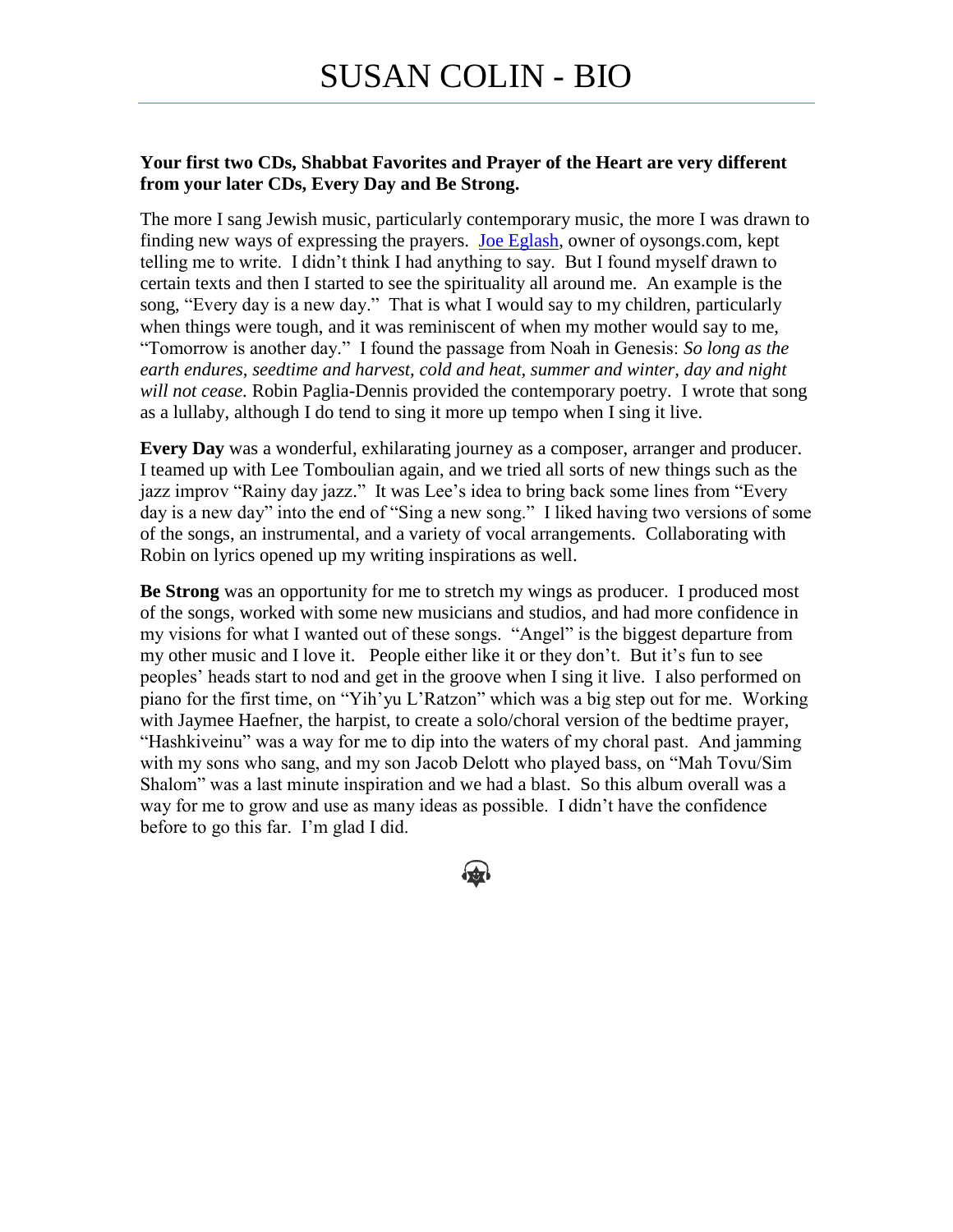# SUSAN COLIN - BIO

**Your first two CDs, Shabbat Favorites and Prayer of the Heart are very different from your later CDs, Every Day and Be Strong.**

The more I sang Jewish music, particularly contemporary music, the more I was drawn to finding new ways of expressing the prayers. [Joe Eglash](), owner of oysongs.com, kept telling me to write. I didn't think I had anything to say. But I found myself drawn to certain texts and then I started to see the spirituality all around me. An example is the song, "Every day is a new day." That is what I would say to my children, particularly when things were tough, and it was reminiscent of when my mother would say to me, "Tomorrow is another day." I found the passage from Noah in Genesis: *So long as the earth endures, seedtime and harvest, cold and heat, summer and winter, day and night will not cease.* Robin Paglia-Dennis provided the contemporary poetry. I wrote that song as a lullaby, although I do tend to sing it more up tempo when I sing it live.

**Every Day** was a wonderful, exhilarating journey as a composer, arranger and producer. I teamed up with Lee Tomboulian again, and we tried all sorts of new things such as the jazz improv "Rainy day jazz." It was Lee's idea to bring back some lines from "Every day is a new day" into the end of "Sing a new song." I liked having two versions of some of the songs, an instrumental, and a variety of vocal arrangements. Collaborating with Robin on lyrics opened up my writing inspirations as well.

**Be Strong** was an opportunity for me to stretch my wings as producer. I produced most of the songs, worked with some new musicians and studios, and had more confidence in my visions for what I wanted out of these songs. "Angel" is the biggest departure from my other music and I love it. People either like it or they don't. But it's fun to see peoples' heads start to nod and get in the groove when I sing it live. I also performed on piano for the first time, on "Yih'yu L'Ratzon" which was a big step out for me. Working with Jaymee Haefner, the harpist, to create a solo/choral version of the bedtime prayer, "Hashkiveinu" was a way for me to dip into the waters of my choral past. And jamming with my sons who sang, and my son Jacob Delott who played bass, on "Mah Tovu/Sim Shalom" was a last minute inspiration and we had a blast. So this album overall was a way for me to grow and use as many ideas as possible. I didn't have the confidence before to go this far. I'm glad I did.